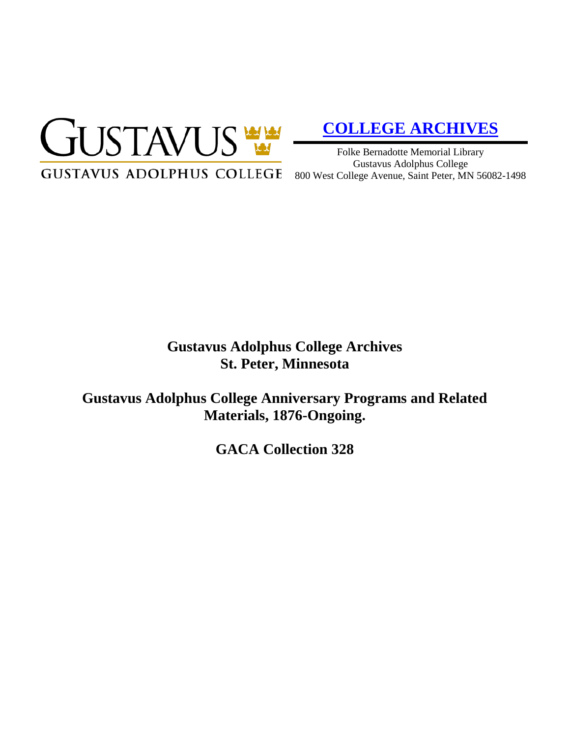GUSTAVUS

GUSTAVUS ADOLPHUS COLLEGE

**COLLEGE ARCHIVES**

Folke Bernadotte Memorial Library
Gustavus Adolphus College
800 West College Avenue, Saint Peter, MN 56082-1498

# Gustavus Adolphus College Archives
# St. Peter, Minnesota

# Gustavus Adolphus College Anniversary Programs and Related Materials, 1876-Ongoing.

# GACA Collection 328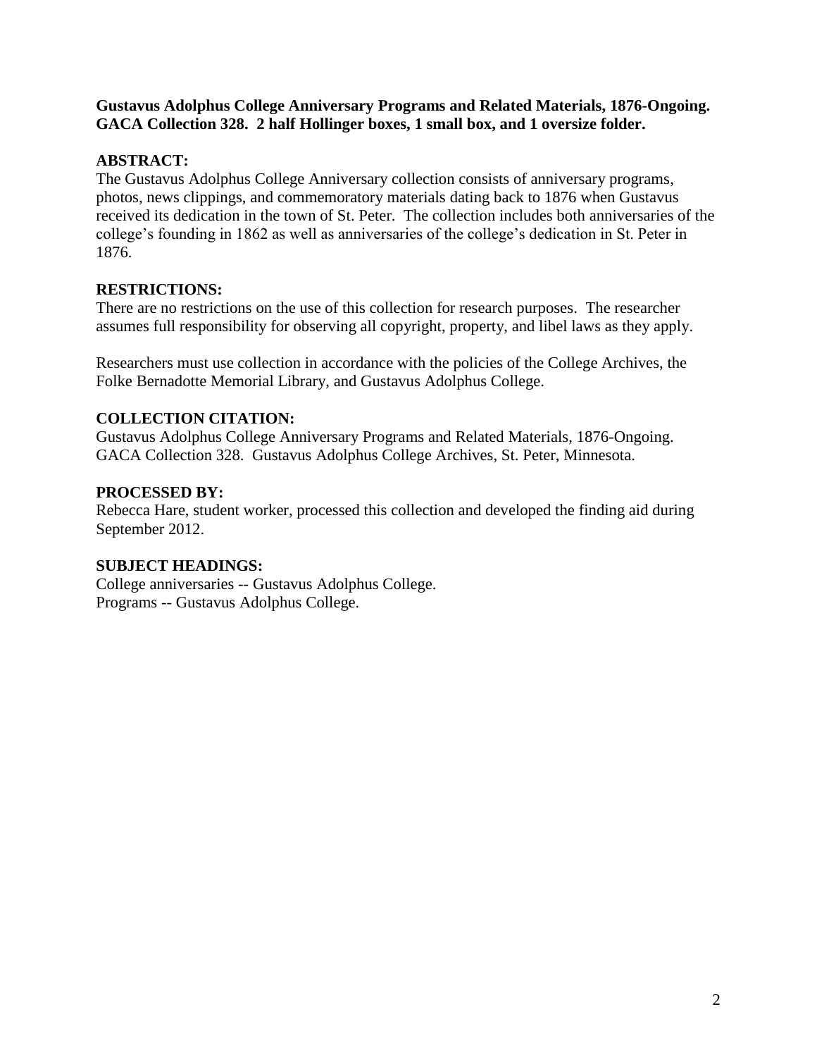**Gustavus Adolphus College Anniversary Programs and Related Materials, 1876-Ongoing. GACA Collection 328. 2 half Hollinger boxes, 1 small box, and 1 oversize folder.**

## ABSTRACT:

The Gustavus Adolphus College Anniversary collection consists of anniversary programs, photos, news clippings, and commemoratory materials dating back to 1876 when Gustavus received its dedication in the town of St. Peter. The collection includes both anniversaries of the college's founding in 1862 as well as anniversaries of the college's dedication in St. Peter in 1876.

## RESTRICTIONS:

There are no restrictions on the use of this collection for research purposes. The researcher assumes full responsibility for observing all copyright, property, and libel laws as they apply.

Researchers must use collection in accordance with the policies of the College Archives, the Folke Bernadotte Memorial Library, and Gustavus Adolphus College.

## COLLECTION CITATION:

Gustavus Adolphus College Anniversary Programs and Related Materials, 1876-Ongoing. GACA Collection 328. Gustavus Adolphus College Archives, St. Peter, Minnesota.

## PROCESSED BY:

Rebecca Hare, student worker, processed this collection and developed the finding aid during September 2012.

## SUBJECT HEADINGS:

College anniversaries -- Gustavus Adolphus College.
Programs -- Gustavus Adolphus College.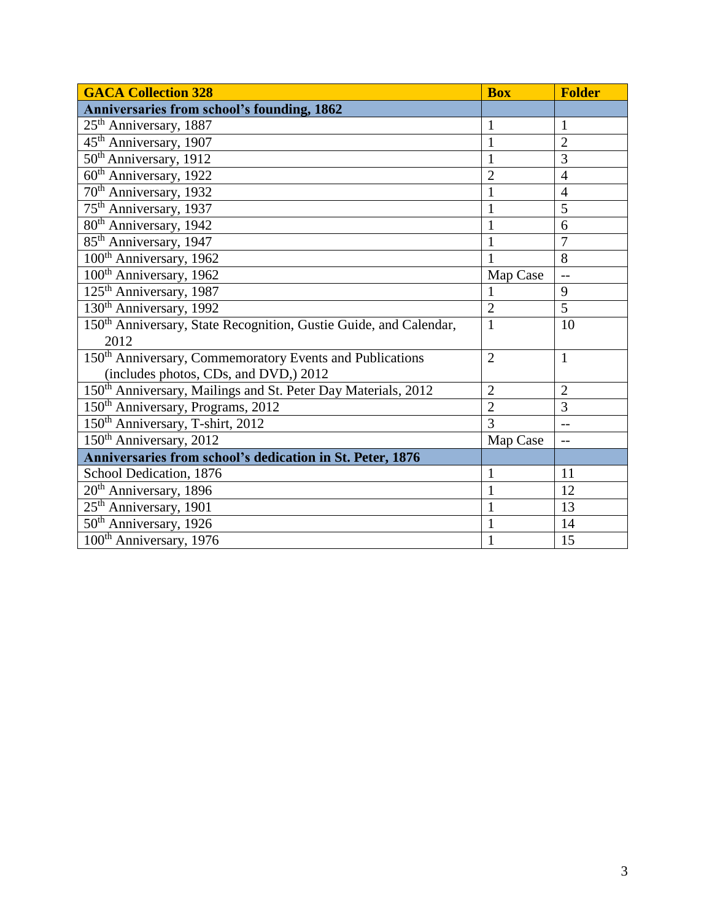| **GACA Collection 328** | **Box** | **Folder** |
|---|---|---|
| **Anniversaries from school's founding, 1862** | | |
| 25th Anniversary, 1887 | 1 | 1 |
| 45th Anniversary, 1907 | 1 | 2 |
| 50th Anniversary, 1912 | 1 | 3 |
| 60th Anniversary, 1922 | 2 | 4 |
| 70th Anniversary, 1932 | 1 | 4 |
| 75th Anniversary, 1937 | 1 | 5 |
| 80th Anniversary, 1942 | 1 | 6 |
| 85th Anniversary, 1947 | 1 | 7 |
| 100th Anniversary, 1962 | 1 | 8 |
| 100th Anniversary, 1962 | Map Case | -- |
| 125th Anniversary, 1987 | 1 | 9 |
| 130th Anniversary, 1992 | 2 | 5 |
| 150th Anniversary, State Recognition, Gustie Guide, and Calendar, 2012 | 1 | 10 |
| 150th Anniversary, Commemoratory Events and Publications (includes photos, CDs, and DVD,) 2012 | 2 | 1 |
| 150th Anniversary, Mailings and St. Peter Day Materials, 2012 | 2 | 2 |
| 150th Anniversary, Programs, 2012 | 2 | 3 |
| 150th Anniversary, T-shirt, 2012 | 3 | -- |
| 150th Anniversary, 2012 | Map Case | -- |
| **Anniversaries from school's dedication in St. Peter, 1876** | | |
| School Dedication, 1876 | 1 | 11 |
| 20th Anniversary, 1896 | 1 | 12 |
| 25th Anniversary, 1901 | 1 | 13 |
| 50th Anniversary, 1926 | 1 | 14 |
| 100th Anniversary, 1976 | 1 | 15 |